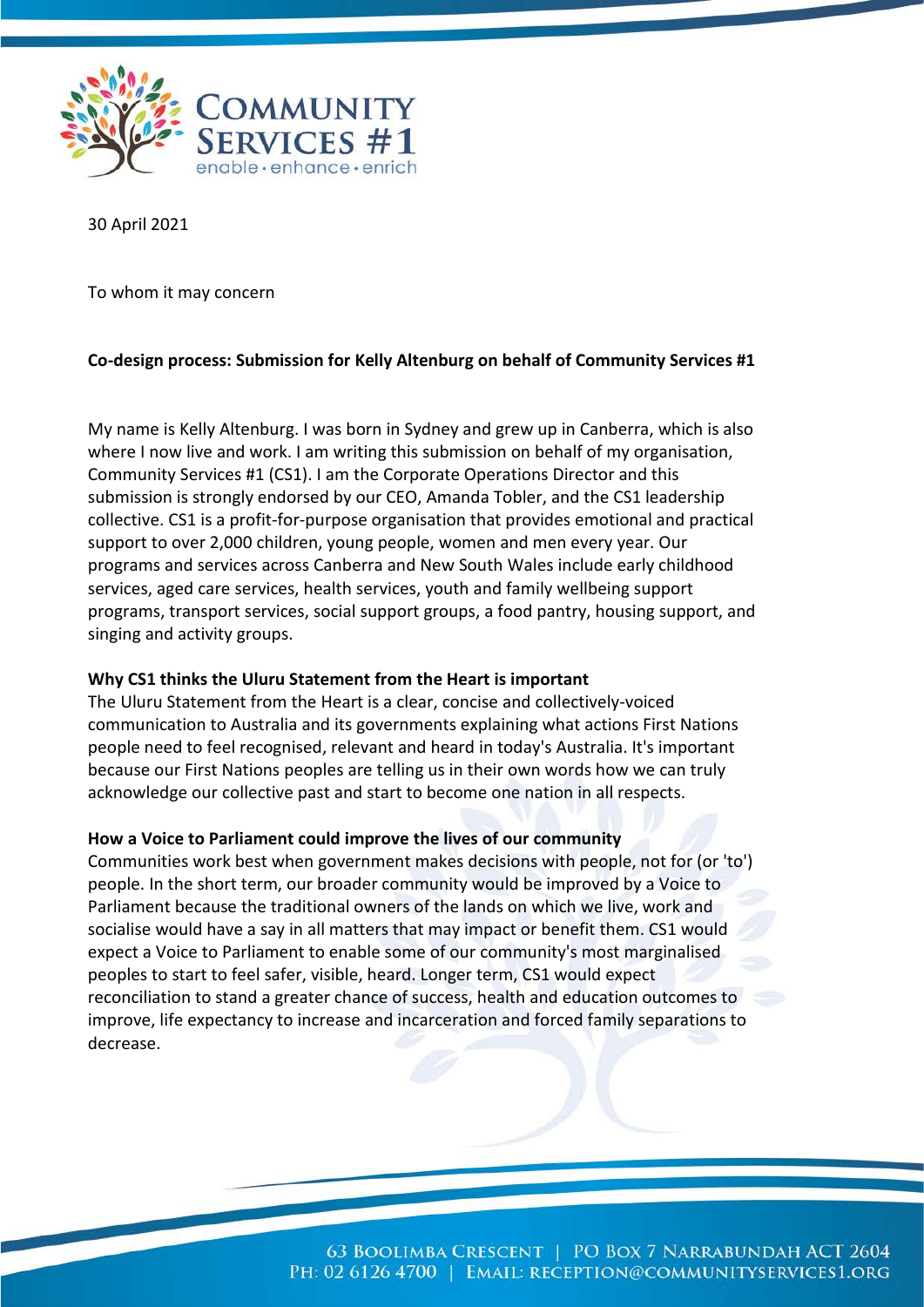30 April 2021

To whom it may concern

**Co-design process: Submission for Kelly Altenburg on behalf of Community Services #1**

My name is Kelly Altenburg. I was born in Sydney and grew up in Canberra, which is also where I now live and work. I am writing this submission on behalf of my organisation, Community Services #1 (CS1). I am the Corporate Operations Director and this submission is strongly endorsed by our CEO, Amanda Tobler, and the CS1 leadership collective. CS1 is a profit-for-purpose organisation that provides emotional and practical support to over 2,000 children, young people, women and men every year. Our programs and services across Canberra and New South Wales include early childhood services, aged care services, health services, youth and family wellbeing support programs, transport services, social support groups, a food pantry, housing support, and singing and activity groups.

**Why CS1 thinks the Uluru Statement from the Heart is important**

The Uluru Statement from the Heart is a clear, concise and collectively-voiced communication to Australia and its governments explaining what actions First Nations people need to feel recognised, relevant and heard in today's Australia. It's important because our First Nations peoples are telling us in their own words how we can truly acknowledge our collective past and start to become one nation in all respects.

**How a Voice to Parliament could improve the lives of our community**

Communities work best when government makes decisions with people, not for (or 'to') people. In the short term, our broader community would be improved by a Voice to Parliament because the traditional owners of the lands on which we live, work and socialise would have a say in all matters that may impact or benefit them. CS1 would expect a Voice to Parliament to enable some of our community's most marginalised peoples to start to feel safer, visible, heard. Longer term, CS1 would expect reconciliation to stand a greater chance of success, health and education outcomes to improve, life expectancy to increase and incarceration and forced family separations to decrease.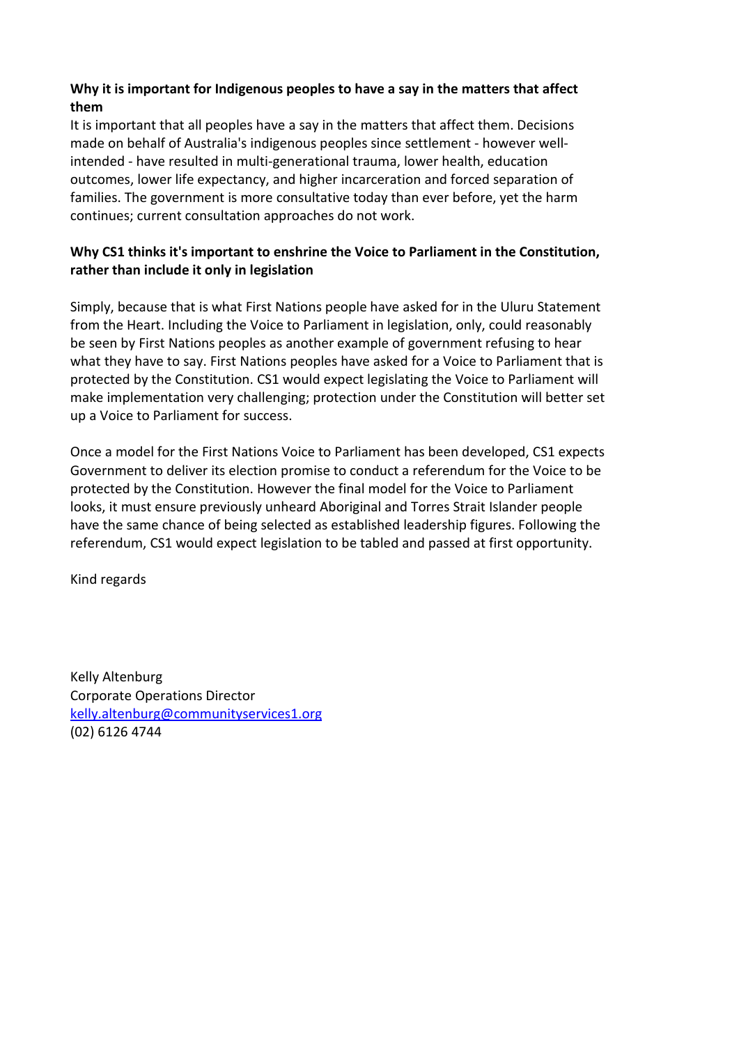**Why it is important for Indigenous peoples to have a say in the matters that affect them**

It is important that all peoples have a say in the matters that affect them. Decisions made on behalf of Australia's indigenous peoples since settlement - however well-intended - have resulted in multi-generational trauma, lower health, education outcomes, lower life expectancy, and higher incarceration and forced separation of families. The government is more consultative today than ever before, yet the harm continues; current consultation approaches do not work.

**Why CS1 thinks it's important to enshrine the Voice to Parliament in the Constitution, rather than include it only in legislation**

Simply, because that is what First Nations people have asked for in the Uluru Statement from the Heart. Including the Voice to Parliament in legislation, only, could reasonably be seen by First Nations peoples as another example of government refusing to hear what they have to say. First Nations peoples have asked for a Voice to Parliament that is protected by the Constitution. CS1 would expect legislating the Voice to Parliament will make implementation very challenging; protection under the Constitution will better set up a Voice to Parliament for success.

Once a model for the First Nations Voice to Parliament has been developed, CS1 expects Government to deliver its election promise to conduct a referendum for the Voice to be protected by the Constitution. However the final model for the Voice to Parliament looks, it must ensure previously unheard Aboriginal and Torres Strait Islander people have the same chance of being selected as established leadership figures. Following the referendum, CS1 would expect legislation to be tabled and passed at first opportunity.

Kind regards

Kelly Altenburg  
Corporate Operations Director  
[kelly.altenburg@communityservices1.org](mailto:kelly.altenburg@communityservices1.org)  
(02) 6126 4744